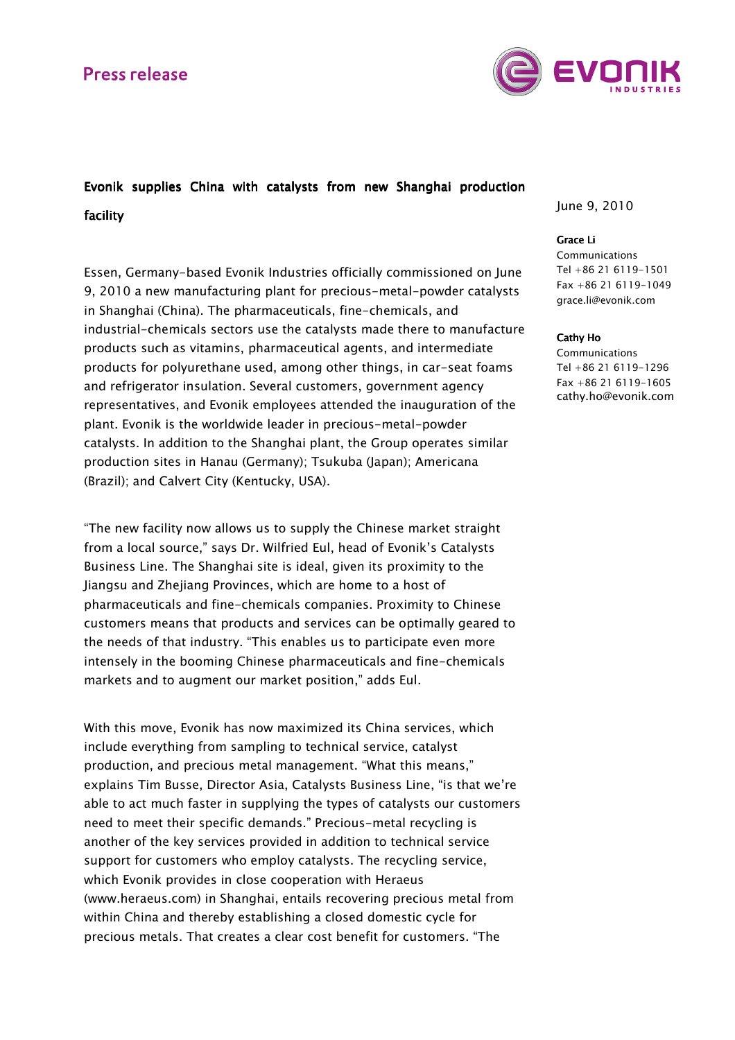Press release

# Evonik supplies China with catalysts from new Shanghai production facility

June 9, 2010

**Grace Li**
Communications
Tel +86 21 6119-1501
Fax +86 21 6119-1049
grace.li@evonik.com

**Cathy Ho**
Communications
Tel +86 21 6119-1296
Fax +86 21 6119-1605
cathy.ho@evonik.com

Essen, Germany-based Evonik Industries officially commissioned on June 9, 2010 a new manufacturing plant for precious-metal-powder catalysts in Shanghai (China). The pharmaceuticals, fine-chemicals, and industrial-chemicals sectors use the catalysts made there to manufacture products such as vitamins, pharmaceutical agents, and intermediate products for polyurethane used, among other things, in car-seat foams and refrigerator insulation. Several customers, government agency representatives, and Evonik employees attended the inauguration of the plant. Evonik is the worldwide leader in precious-metal-powder catalysts. In addition to the Shanghai plant, the Group operates similar production sites in Hanau (Germany); Tsukuba (Japan); Americana (Brazil); and Calvert City (Kentucky, USA).

"The new facility now allows us to supply the Chinese market straight from a local source," says Dr. Wilfried Eul, head of Evonik's Catalysts Business Line. The Shanghai site is ideal, given its proximity to the Jiangsu and Zhejiang Provinces, which are home to a host of pharmaceuticals and fine-chemicals companies. Proximity to Chinese customers means that products and services can be optimally geared to the needs of that industry. "This enables us to participate even more intensely in the booming Chinese pharmaceuticals and fine-chemicals markets and to augment our market position," adds Eul.

With this move, Evonik has now maximized its China services, which include everything from sampling to technical service, catalyst production, and precious metal management. "What this means," explains Tim Busse, Director Asia, Catalysts Business Line, "is that we're able to act much faster in supplying the types of catalysts our customers need to meet their specific demands." Precious-metal recycling is another of the key services provided in addition to technical service support for customers who employ catalysts. The recycling service, which Evonik provides in close cooperation with Heraeus (www.heraeus.com) in Shanghai, entails recovering precious metal from within China and thereby establishing a closed domestic cycle for precious metals. That creates a clear cost benefit for customers. "The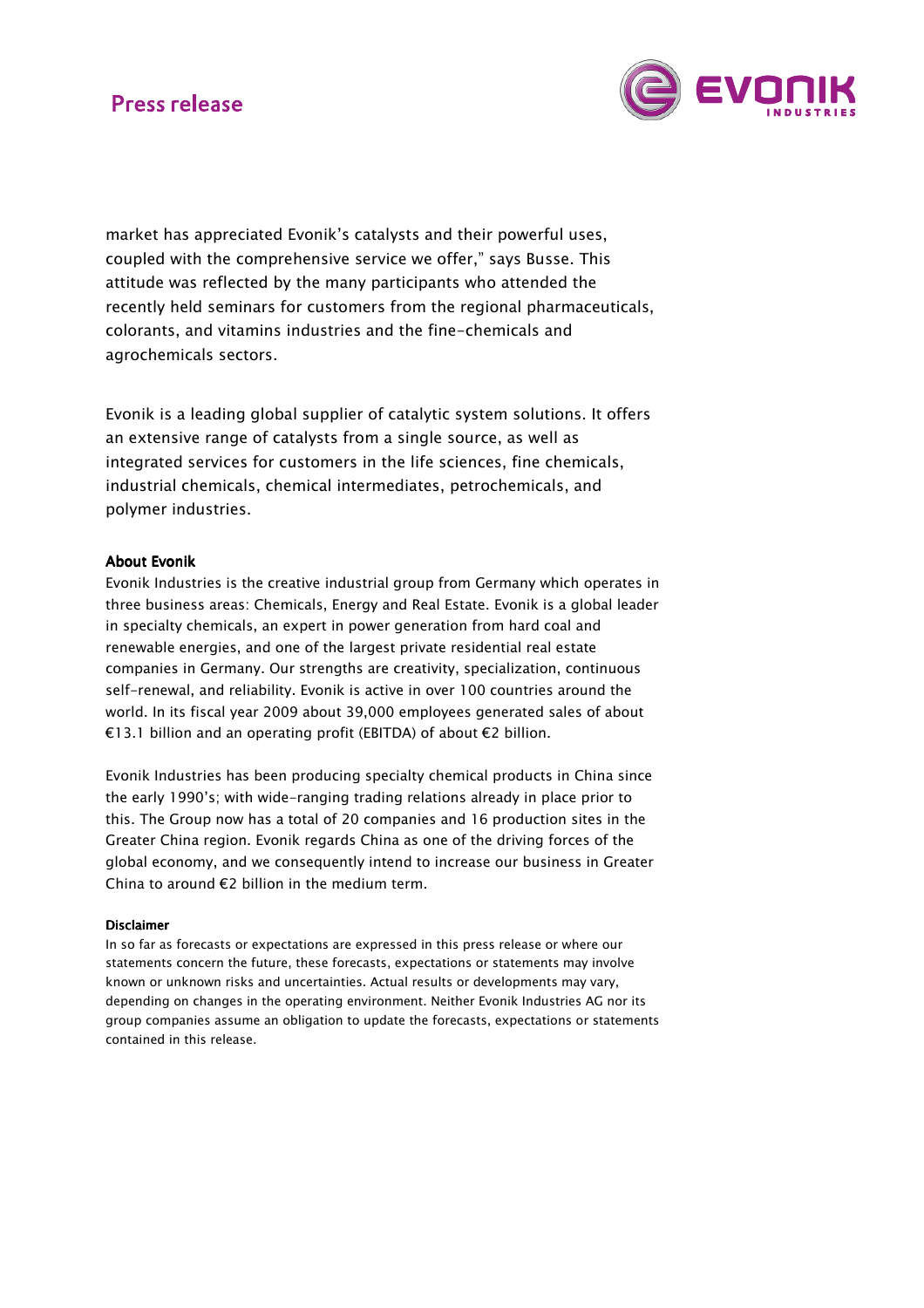market has appreciated Evonik's catalysts and their powerful uses, coupled with the comprehensive service we offer," says Busse. This attitude was reflected by the many participants who attended the recently held seminars for customers from the regional pharmaceuticals, colorants, and vitamins industries and the fine-chemicals and agrochemicals sectors.

Evonik is a leading global supplier of catalytic system solutions. It offers an extensive range of catalysts from a single source, as well as integrated services for customers in the life sciences, fine chemicals, industrial chemicals, chemical intermediates, petrochemicals, and polymer industries.

**About Evonik**

Evonik Industries is the creative industrial group from Germany which operates in three business areas: Chemicals, Energy and Real Estate. Evonik is a global leader in specialty chemicals, an expert in power generation from hard coal and renewable energies, and one of the largest private residential real estate companies in Germany. Our strengths are creativity, specialization, continuous self-renewal, and reliability. Evonik is active in over 100 countries around the world. In its fiscal year 2009 about 39,000 employees generated sales of about €13.1 billion and an operating profit (EBITDA) of about €2 billion.

Evonik Industries has been producing specialty chemical products in China since the early 1990's; with wide-ranging trading relations already in place prior to this. The Group now has a total of 20 companies and 16 production sites in the Greater China region. Evonik regards China as one of the driving forces of the global economy, and we consequently intend to increase our business in Greater China to around €2 billion in the medium term.

**Disclaimer**

In so far as forecasts or expectations are expressed in this press release or where our statements concern the future, these forecasts, expectations or statements may involve known or unknown risks and uncertainties. Actual results or developments may vary, depending on changes in the operating environment. Neither Evonik Industries AG nor its group companies assume an obligation to update the forecasts, expectations or statements contained in this release.